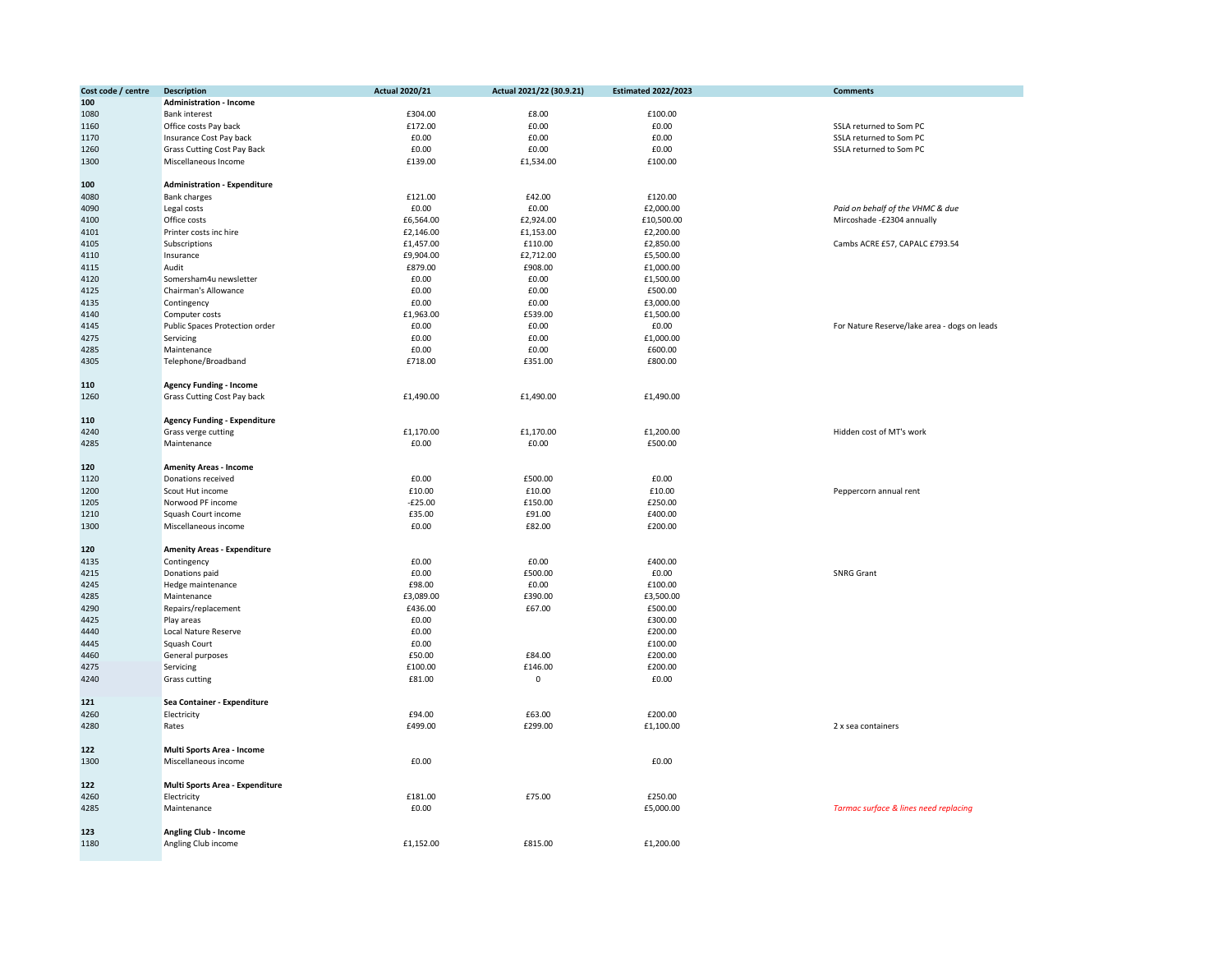| Cost code / centre | Description | Actual 2020/21 | Actual 2021/22 (30.9.21) | Estimated 2022/2023 | Comments |
|---|---|---|---|---|---|
| **100** | **Administration - Income** | | | | |
| 1080 | Bank interest | £304.00 | £8.00 | £100.00 | |
| 1160 | Office costs Pay back | £172.00 | £0.00 | £0.00 | SSLA returned to Som PC |
| 1170 | Insurance Cost Pay back | £0.00 | £0.00 | £0.00 | SSLA returned to Som PC |
| 1260 | Grass Cutting Cost Pay Back | £0.00 | £0.00 | £0.00 | SSLA returned to Som PC |
| 1300 | Miscellaneous Income | £139.00 | £1,534.00 | £100.00 | |
| | | | | | |
| **100** | **Administration - Expenditure** | | | | |
| 4080 | Bank charges | £121.00 | £42.00 | £120.00 | |
| 4090 | Legal costs | £0.00 | £0.00 | £2,000.00 | *Paid on behalf of the VHMC & due* |
| 4100 | Office costs | £6,564.00 | £2,924.00 | £10,500.00 | Mircoshade -£2304 annually |
| 4101 | Printer costs inc hire | £2,146.00 | £1,153.00 | £2,200.00 | |
| 4105 | Subscriptions | £1,457.00 | £110.00 | £2,850.00 | Cambs ACRE £57, CAPALC £793.54 |
| 4110 | Insurance | £9,904.00 | £2,712.00 | £5,500.00 | |
| 4115 | Audit | £879.00 | £908.00 | £1,000.00 | |
| 4120 | Somersham4u newsletter | £0.00 | £0.00 | £1,500.00 | |
| 4125 | Chairman's Allowance | £0.00 | £0.00 | £500.00 | |
| 4135 | Contingency | £0.00 | £0.00 | £3,000.00 | |
| 4140 | Computer costs | £1,963.00 | £539.00 | £1,500.00 | |
| 4145 | Public Spaces Protection order | £0.00 | £0.00 | £0.00 | For Nature Reserve/lake area - dogs on leads |
| 4275 | Servicing | £0.00 | £0.00 | £1,000.00 | |
| 4285 | Maintenance | £0.00 | £0.00 | £600.00 | |
| 4305 | Telephone/Broadband | £718.00 | £351.00 | £800.00 | |
| | | | | | |
| **110** | **Agency Funding - Income** | | | | |
| 1260 | Grass Cutting Cost Pay back | £1,490.00 | £1,490.00 | £1,490.00 | |
| | | | | | |
| **110** | **Agency Funding - Expenditure** | | | | |
| 4240 | Grass verge cutting | £1,170.00 | £1,170.00 | £1,200.00 | Hidden cost of MT's work |
| 4285 | Maintenance | £0.00 | £0.00 | £500.00 | |
| | | | | | |
| **120** | **Amenity Areas - Income** | | | | |
| 1120 | Donations received | £0.00 | £500.00 | £0.00 | |
| 1200 | Scout Hut income | £10.00 | £10.00 | £10.00 | Peppercorn annual rent |
| 1205 | Norwood PF income | -£25.00 | £150.00 | £250.00 | |
| 1210 | Squash Court income | £35.00 | £91.00 | £400.00 | |
| 1300 | Miscellaneous income | £0.00 | £82.00 | £200.00 | |
| | | | | | |
| **120** | **Amenity Areas - Expenditure** | | | | |
| 4135 | Contingency | £0.00 | £0.00 | £400.00 | |
| 4215 | Donations paid | £0.00 | £500.00 | £0.00 | SNRG Grant |
| 4245 | Hedge maintenance | £98.00 | £0.00 | £100.00 | |
| 4285 | Maintenance | £3,089.00 | £390.00 | £3,500.00 | |
| 4290 | Repairs/replacement | £436.00 | £67.00 | £500.00 | |
| 4425 | Play areas | £0.00 | £0.00 | £300.00 | |
| 4440 | Local Nature Reserve | £0.00 | | £200.00 | |
| 4445 | Squash Court | £0.00 | | £100.00 | |
| 4460 | General purposes | £50.00 | £84.00 | £200.00 | |
| 4275 | Servicing | £100.00 | £146.00 | £200.00 | |
| 4240 | Grass cutting | £81.00 | 0 | £0.00 | |
| | | | | | |
| **121** | **Sea Container - Expenditure** | | | | |
| 4260 | Electricity | £94.00 | £63.00 | £200.00 | |
| 4280 | Rates | £499.00 | £299.00 | £1,100.00 | 2 x sea containers |
| | | | | | |
| **122** | **Multi Sports Area - Income** | | | | |
| 1300 | Miscellaneous income | £0.00 | | £0.00 | |
| | | | | | |
| **122** | **Multi Sports Area - Expenditure** | | | | |
| 4260 | Electricity | £181.00 | £75.00 | £250.00 | |
| 4285 | Maintenance | £0.00 | | £5,000.00 | *Tarmac surface & lines need replacing* |
| | | | | | |
| **123** | **Angling Club - Income** | | | | |
| 1180 | Angling Club income | £1,152.00 | £815.00 | £1,200.00 | |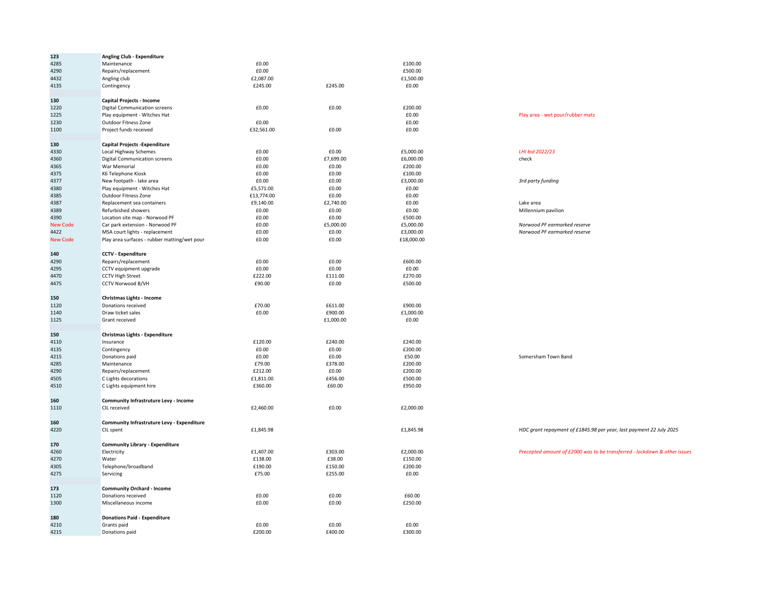| | | | | | |
|---|---|---|---|---|---|
| **123** | **Angling Club - Expenditure** | | | | |
| 4285 | Maintenance | £0.00 | | £100.00 | |
| 4290 | Repairs/replacement | £0.00 | | £500.00 | |
| 4432 | Angling club | £2,087.00 | | £1,500.00 | |
| 4135 | Contingency | £245.00 | £245.00 | £0.00 | |
| | | | | | |
| **130** | **Capital Projects - Income** | | | | |
| 1220 | Digital Communication screens | £0.00 | £0.00 | £200.00 | |
| 1225 | Play equipment - Witches Hat | | | £0.00 | Play area - wet pour/rubber mats |
| 1230 | Outdoor Fitness Zone | £0.00 | | £0.00 | |
| 1100 | Project funds received | £32,561.00 | £0.00 | £0.00 | |
| | | | | | |
| **130** | **Capital Projects -Expenditure** | | | | |
| 4330 | Local Highway Schemes | £0.00 | £0.00 | £5,000.00 | *LHI bid 2022/23* |
| 4360 | Digital Communication screens | £0.00 | £7,699.00 | £6,000.00 | check |
| 4365 | War Memorial | £0.00 | £0.00 | £200.00 | |
| 4375 | K6 Telephone Kiosk | £0.00 | £0.00 | £100.00 | |
| 4377 | New footpath - lake area | £0.00 | £0.00 | £3,000.00 | *3rd party funding* |
| 4380 | Play equipment - Witches Hat | £5,571.00 | £0.00 | £0.00 | |
| 4385 | Outdoor Fitness Zone | £13,774.00 | £0.00 | £0.00 | |
| 4387 | Replacement sea containers | £9,140.00 | £2,740.00 | £0.00 | Lake area |
| 4389 | Refurbished showers | £0.00 | £0.00 | £0.00 | Millennium pavilion |
| 4390 | Location site map - Norwood PF | £0.00 | £0.00 | £500.00 | |
| New Code | Car park extension - Norwood PF | £0.00 | £5,000.00 | £5,000.00 | *Norwood PF earmarked reserve* |
| 4422 | MSA court lights - replacement | £0.00 | £0.00 | £3,000.00 | *Norwood PF earmarked reserve* |
| New Code | Play area surfaces - rubber matting/wet pour | £0.00 | £0.00 | £18,000.00 | |
| | | | | | |
| **140** | **CCTV - Expenditure** | | | | |
| 4290 | Repairs/replacement | £0.00 | £0.00 | £600.00 | |
| 4295 | CCTV equipment upgrade | £0.00 | £0.00 | £0.00 | |
| 4470 | CCTV High Street | £222.00 | £111.00 | £270.00 | |
| 4475 | CCTV Norwood B/VH | £90.00 | £0.00 | £500.00 | |
| | | | | | |
| **150** | **Christmas Lights - Income** | | | | |
| 1120 | Donations received | £70.00 | £611.00 | £900.00 | |
| 1140 | Draw ticket sales | £0.00 | £900.00 | £1,000.00 | |
| 1125 | Grant received | | £1,000.00 | £0.00 | |
| | | | | | |
| **150** | **Christmas Lights - Expenditure** | | | | |
| 4110 | Insurance | £120.00 | £240.00 | £240.00 | |
| 4135 | Contingency | £0.00 | £0.00 | £200.00 | |
| 4215 | Donations paid | £0.00 | £0.00 | £50.00 | Somersham Town Band |
| 4285 | Maintenance | £79.00 | £378.00 | £200.00 | |
| 4290 | Repairs/replacement | £212.00 | £0.00 | £200.00 | |
| 4505 | C Lights decorations | £1,811.00 | £456.00 | £500.00 | |
| 4510 | C Lights equipment hire | £360.00 | £60.00 | £950.00 | |
| | | | | | |
| **160** | **Community Infrastruture Levy - Income** | | | | |
| 1110 | CIL received | £2,460.00 | £0.00 | £2,000.00 | |
| | | | | | |
| **160** | **Community Infrastruture Levy - Expenditure** | | | | |
| 4220 | CIL spent | £1,845.98 | | £1,845.98 | *HDC grant repayment of £1845.98 per year, last payment 22 July 2025* |
| | | | | | |
| **170** | **Community Library - Expenditure** | | | | |
| 4260 | Electricity | £1,407.00 | £303.00 | £2,000.00 | *Precepted amount of £2000 was to be transferred - lockdown & other issues* |
| 4270 | Water | £138.00 | £38.00 | £150.00 | |
| 4305 | Telephone/broadband | £190.00 | £150.00 | £200.00 | |
| 4275 | Servicing | £75.00 | £255.00 | £0.00 | |
| | | | | | |
| **173** | **Community Orchard - Income** | | | | |
| 1120 | Donations received | £0.00 | £0.00 | £60.00 | |
| 1300 | Miscellaneous income | £0.00 | £0.00 | £250.00 | |
| | | | | | |
| **180** | **Donations Paid - Expenditure** | | | | |
| 4210 | Grants paid | £0.00 | £0.00 | £0.00 | |
| 4215 | Donations paid | £200.00 | £400.00 | £300.00 | |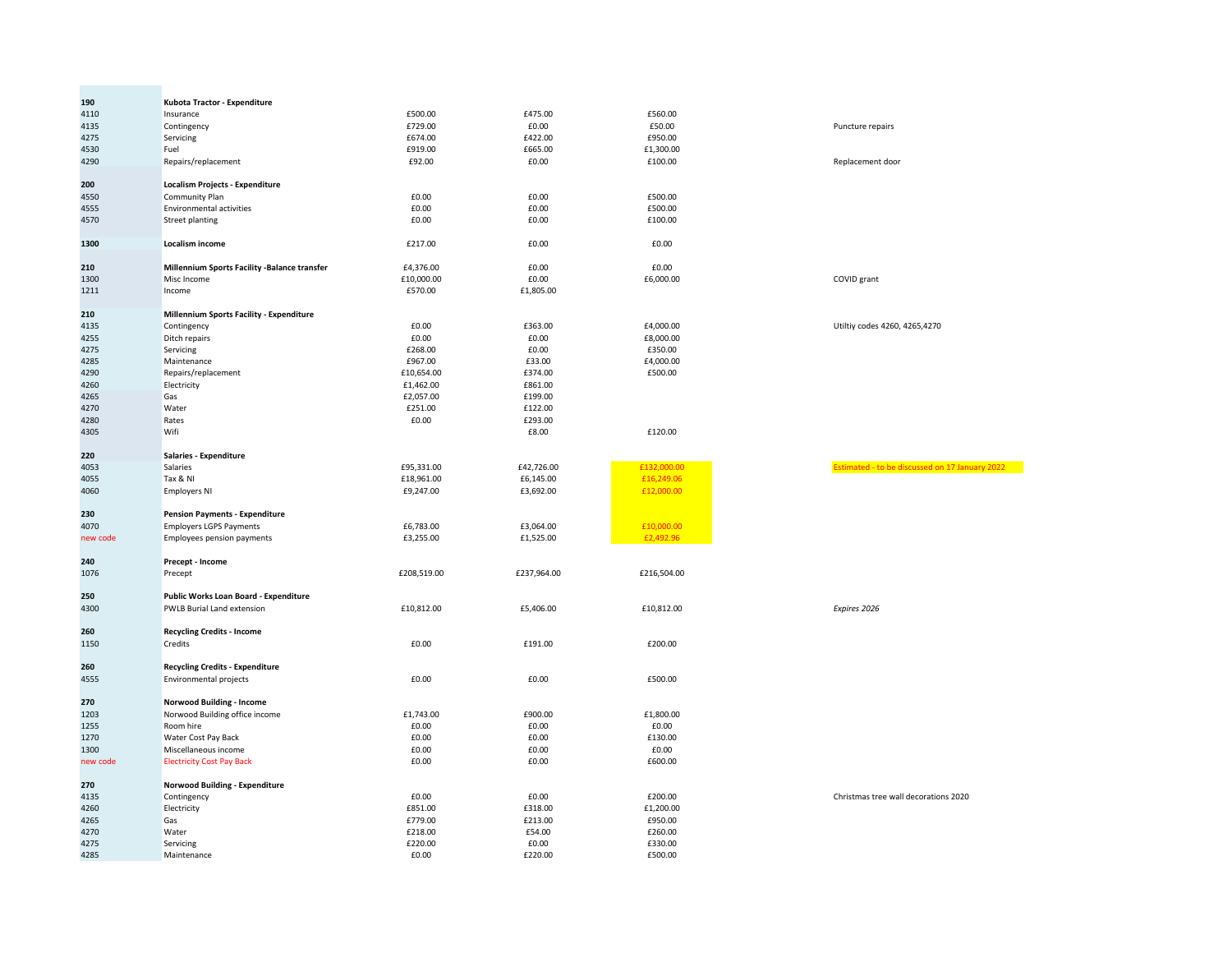| Code | Description | | | | Notes |
|---|---|---|---|---|---|
| 190 | **Kubota Tractor - Expenditure** | | | | |
| 4110 | Insurance | £500.00 | £475.00 | £560.00 | |
| 4135 | Contingency | £729.00 | £0.00 | £50.00 | Puncture repairs |
| 4275 | Servicing | £674.00 | £422.00 | £950.00 | |
| 4530 | Fuel | £919.00 | £665.00 | £1,300.00 | |
| 4290 | Repairs/replacement | £92.00 | £0.00 | £100.00 | Replacement door |
| | | | | | |
| 200 | **Localism Projects - Expenditure** | | | | |
| 4550 | Community Plan | £0.00 | £0.00 | £500.00 | |
| 4555 | Environmental activities | £0.00 | £0.00 | £500.00 | |
| 4570 | Street planting | £0.00 | £0.00 | £100.00 | |
| | | | | | |
| 1300 | **Localism income** | £217.00 | £0.00 | £0.00 | |
| | | | | | |
| 210 | **Millennium Sports Facility -Balance transfer** | £4,376.00 | £0.00 | £0.00 | |
| 1300 | Misc Income | £10,000.00 | £0.00 | £6,000.00 | COVID grant |
| 1211 | Income | £570.00 | £1,805.00 | | |
| | | | | | |
| 210 | **Millennium Sports Facility - Expenditure** | | | | |
| 4135 | Contingency | £0.00 | £363.00 | £4,000.00 | Utiltiy codes 4260, 4265,4270 |
| 4255 | Ditch repairs | £0.00 | £0.00 | £8,000.00 | |
| 4275 | Servicing | £268.00 | £0.00 | £350.00 | |
| 4285 | Maintenance | £967.00 | £33.00 | £4,000.00 | |
| 4290 | Repairs/replacement | £10,654.00 | £374.00 | £500.00 | |
| 4260 | Electricity | £1,462.00 | £861.00 | | |
| 4265 | Gas | £2,057.00 | £199.00 | | |
| 4270 | Water | £251.00 | £122.00 | | |
| 4280 | Rates | £0.00 | £293.00 | | |
| 4305 | Wifi | | £8.00 | £120.00 | |
| | | | | | |
| 220 | **Salaries - Expenditure** | | | | |
| 4053 | Salaries | £95,331.00 | £42,726.00 | £132,000.00 | Estimated - to be discussed on 17 January 2022 |
| 4055 | Tax & NI | £18,961.00 | £6,145.00 | £16,249.06 | |
| 4060 | Employers NI | £9,247.00 | £3,692.00 | £12,000.00 | |
| | | | | | |
| 230 | **Pension Payments - Expenditure** | | | | |
| 4070 | Employers LGPS Payments | £6,783.00 | £3,064.00 | £10,000.00 | |
| new code | Employees pension payments | £3,255.00 | £1,525.00 | £2,492.96 | |
| | | | | | |
| 240 | **Precept - Income** | | | | |
| 1076 | Precept | £208,519.00 | £237,964.00 | £216,504.00 | |
| | | | | | |
| 250 | **Public Works Loan Board - Expenditure** | | | | |
| 4300 | PWLB Burial Land extension | £10,812.00 | £5,406.00 | £10,812.00 | *Expires 2026* |
| | | | | | |
| 260 | **Recycling Credits - Income** | | | | |
| 1150 | Credits | £0.00 | £191.00 | £200.00 | |
| | | | | | |
| 260 | **Recycling Credits - Expenditure** | | | | |
| 4555 | Environmental projects | £0.00 | £0.00 | £500.00 | |
| | | | | | |
| 270 | **Norwood Building - Income** | | | | |
| 1203 | Norwood Building office income | £1,743.00 | £900.00 | £1,800.00 | |
| 1255 | Room hire | £0.00 | £0.00 | £0.00 | |
| 1270 | Water Cost Pay Back | £0.00 | £0.00 | £130.00 | |
| 1300 | Miscellaneous income | £0.00 | £0.00 | £0.00 | |
| new code | Electricity Cost Pay Back | £0.00 | £0.00 | £600.00 | |
| | | | | | |
| 270 | **Norwood Building - Expenditure** | | | | |
| 4135 | Contingency | £0.00 | £0.00 | £200.00 | Christmas tree wall decorations 2020 |
| 4260 | Electricity | £851.00 | £318.00 | £1,200.00 | |
| 4265 | Gas | £779.00 | £213.00 | £950.00 | |
| 4270 | Water | £218.00 | £54.00 | £260.00 | |
| 4275 | Servicing | £220.00 | £0.00 | £330.00 | |
| 4285 | Maintenance | £0.00 | £220.00 | £500.00 | |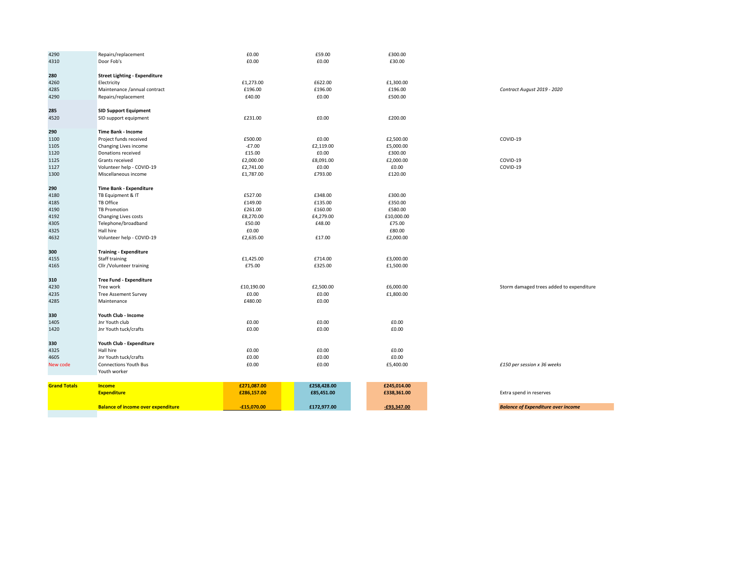| | | | | | |
|---|---|---|---|---|---|
| 4290 | Repairs/replacement | £0.00 | £59.00 | £300.00 | |
| 4310 | Door Fob's | £0.00 | £0.00 | £30.00 | |
| | | | | | |
| **280** | **Street Lighting - Expenditure** | | | | |
| 4260 | Electricity | £1,273.00 | £622.00 | £1,300.00 | |
| 4285 | Maintenance /annual contract | £196.00 | £196.00 | £196.00 | *Contract August 2019 - 2020* |
| 4290 | Repairs/replacement | £40.00 | £0.00 | £500.00 | |
| | | | | | |
| **285** | **SID Support Equipment** | | | | |
| 4520 | SID support equipment | £231.00 | £0.00 | £200.00 | |
| | | | | | |
| **290** | **Time Bank - Income** | | | | |
| 1100 | Project funds received | £500.00 | £0.00 | £2,500.00 | COVID-19 |
| 1105 | Changing Lives income | -£7.00 | £2,119.00 | £5,000.00 | |
| 1120 | Donations received | £15.00 | £0.00 | £300.00 | |
| 1125 | Grants received | £2,000.00 | £8,091.00 | £2,000.00 | COVID-19 |
| 1127 | Volunteer help - COVID-19 | £2,741.00 | £0.00 | £0.00 | COVID-19 |
| 1300 | Miscellaneous income | £1,787.00 | £793.00 | £120.00 | |
| | | | | | |
| **290** | **Time Bank - Expenditure** | | | | |
| 4180 | TB Equipment & IT | £527.00 | £348.00 | £300.00 | |
| 4185 | TB Office | £149.00 | £135.00 | £350.00 | |
| 4190 | TB Promotion | £261.00 | £160.00 | £580.00 | |
| 4192 | Changing Lives costs | £8,270.00 | £4,279.00 | £10,000.00 | |
| 4305 | Telephone/broadband | £50.00 | £48.00 | £75.00 | |
| 4325 | Hall hire | £0.00 | | £80.00 | |
| 4632 | Volunteer help - COVID-19 | £2,635.00 | £17.00 | £2,000.00 | |
| | | | | | |
| **300** | **Training - Expenditure** | | | | |
| 4155 | Staff training | £1,425.00 | £714.00 | £3,000.00 | |
| 4165 | Cllr /Volunteer training | £75.00 | £325.00 | £1,500.00 | |
| | | | | | |
| **310** | **Tree Fund - Expenditure** | | | | |
| 4230 | Tree work | £10,190.00 | £2,500.00 | £6,000.00 | Storm damaged trees added to expenditure |
| 4235 | Tree Assement Survey | £0.00 | £0.00 | £1,800.00 | |
| 4285 | Maintenance | £480.00 | £0.00 | | |
| | | | | | |
| **330** | **Youth Club - Income** | | | | |
| 1405 | Jnr Youth club | £0.00 | £0.00 | £0.00 | |
| 1420 | Jnr Youth tuck/crafts | £0.00 | £0.00 | £0.00 | |
| | | | | | |
| **330** | **Youth Club - Expenditure** | | | | |
| 4325 | Hall hire | £0.00 | £0.00 | £0.00 | |
| 4605 | Jnr Youth tuck/crafts | £0.00 | £0.00 | £0.00 | |
| New code | Connections Youth Bus | £0.00 | £0.00 | £5,400.00 | *£150 per session x 36 weeks* |
| | Youth worker | | | | |
| | | | | | |
| **Grand Totals** | **Income** | **£271,087.00** | **£258,428.00** | **£245,014.00** | |
| | **Expenditure** | **£286,157.00** | **£85,451.00** | **£338,361.00** | Extra spend in reserves |
| | | | | | |
| | **Balance of income over expenditure** | **-£15,070.00** | **£172,977.00** | **-£93,347.00** | ***Balance of Expenditure over income*** |